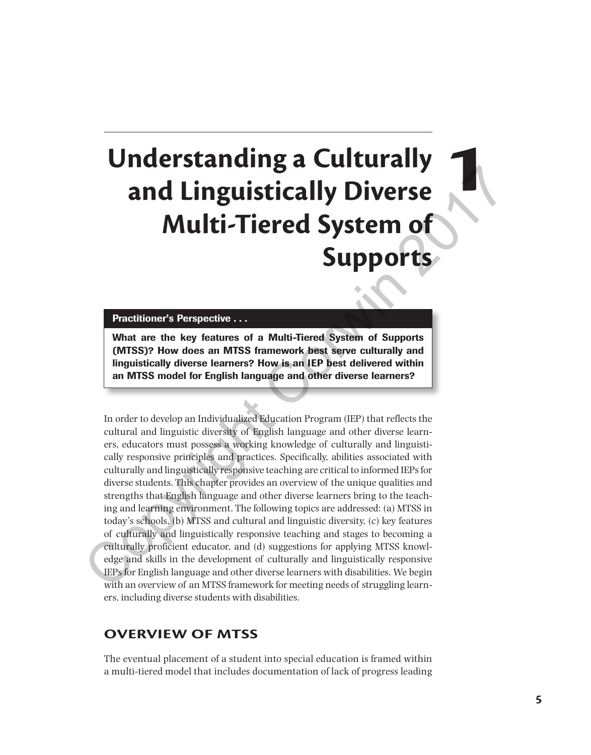# 1 Understanding a Culturally and Linguistically Diverse Multi-Tiered System of Supports

**Practitioner's Perspective . . .**

**What are the key features of a Multi-Tiered System of Supports (MTSS)? How does an MTSS framework best serve culturally and linguistically diverse learners? How is an IEP best delivered within an MTSS model for English language and other diverse learners?**

In order to develop an Individualized Education Program (IEP) that reflects the cultural and linguistic diversity of English language and other diverse learners, educators must possess a working knowledge of culturally and linguistically responsive principles and practices. Specifically, abilities associated with culturally and linguistically responsive teaching are critical to informed IEPs for diverse students. This chapter provides an overview of the unique qualities and strengths that English language and other diverse learners bring to the teaching and learning environment. The following topics are addressed: (a) MTSS in today's schools, (b) MTSS and cultural and linguistic diversity, (c) key features of culturally and linguistically responsive teaching and stages to becoming a culturally proficient educator, and (d) suggestions for applying MTSS knowledge and skills in the development of culturally and linguistically responsive IEPs for English language and other diverse learners with disabilities. We begin with an overview of an MTSS framework for meeting needs of struggling learners, including diverse students with disabilities.

## OVERVIEW OF MTSS

The eventual placement of a student into special education is framed within a multi-tiered model that includes documentation of lack of progress leading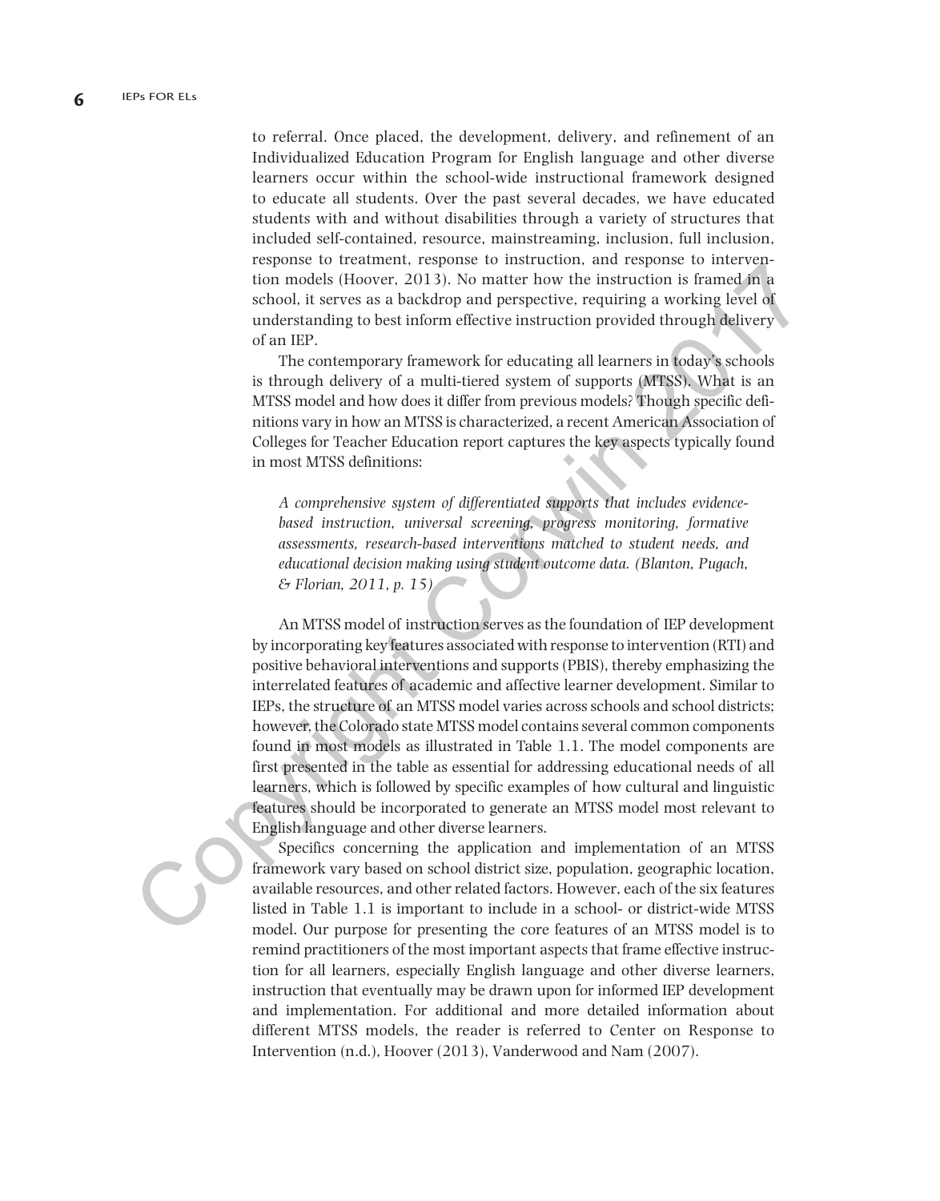to referral. Once placed, the development, delivery, and refinement of an Individualized Education Program for English language and other diverse learners occur within the school-wide instructional framework designed to educate all students. Over the past several decades, we have educated students with and without disabilities through a variety of structures that included self-contained, resource, mainstreaming, inclusion, full inclusion, response to treatment, response to instruction, and response to intervention models (Hoover, 2013). No matter how the instruction is framed in a school, it serves as a backdrop and perspective, requiring a working level of understanding to best inform effective instruction provided through delivery of an IEP.

The contemporary framework for educating all learners in today's schools is through delivery of a multi-tiered system of supports (MTSS). What is an MTSS model and how does it differ from previous models? Though specific definitions vary in how an MTSS is characterized, a recent American Association of Colleges for Teacher Education report captures the key aspects typically found in most MTSS definitions:

> *A comprehensive system of differentiated supports that includes evidence-based instruction, universal screening, progress monitoring, formative assessments, research-based interventions matched to student needs, and educational decision making using student outcome data. (Blanton, Pugach, & Florian, 2011, p. 15)*

An MTSS model of instruction serves as the foundation of IEP development by incorporating key features associated with response to intervention (RTI) and positive behavioral interventions and supports (PBIS), thereby emphasizing the interrelated features of academic and affective learner development. Similar to IEPs, the structure of an MTSS model varies across schools and school districts; however, the Colorado state MTSS model contains several common components found in most models as illustrated in Table 1.1. The model components are first presented in the table as essential for addressing educational needs of all learners, which is followed by specific examples of how cultural and linguistic features should be incorporated to generate an MTSS model most relevant to English language and other diverse learners.

Specifics concerning the application and implementation of an MTSS framework vary based on school district size, population, geographic location, available resources, and other related factors. However, each of the six features listed in Table 1.1 is important to include in a school- or district-wide MTSS model. Our purpose for presenting the core features of an MTSS model is to remind practitioners of the most important aspects that frame effective instruction for all learners, especially English language and other diverse learners, instruction that eventually may be drawn upon for informed IEP development and implementation. For additional and more detailed information about different MTSS models, the reader is referred to Center on Response to Intervention (n.d.), Hoover (2013), Vanderwood and Nam (2007).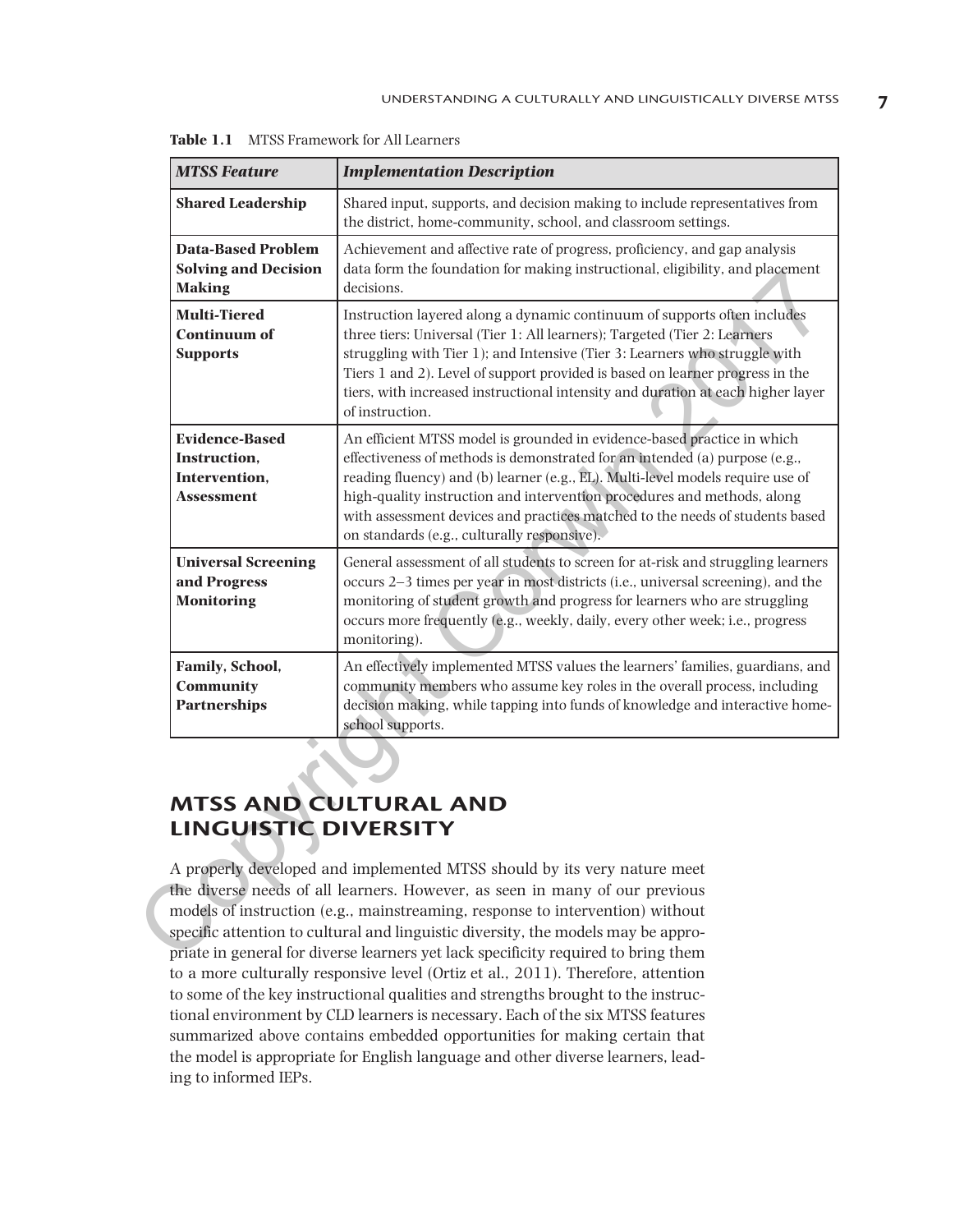**Table 1.1** MTSS Framework for All Learners

| *MTSS Feature* | *Implementation Description* |
|---|---|
| **Shared Leadership** | Shared input, supports, and decision making to include representatives from the district, home-community, school, and classroom settings. |
| **Data-Based Problem Solving and Decision Making** | Achievement and affective rate of progress, proficiency, and gap analysis data form the foundation for making instructional, eligibility, and placement decisions. |
| **Multi-Tiered Continuum of Supports** | Instruction layered along a dynamic continuum of supports often includes three tiers: Universal (Tier 1: All learners); Targeted (Tier 2: Learners struggling with Tier 1); and Intensive (Tier 3: Learners who struggle with Tiers 1 and 2). Level of support provided is based on learner progress in the tiers, with increased instructional intensity and duration at each higher layer of instruction. |
| **Evidence-Based Instruction, Intervention, Assessment** | An efficient MTSS model is grounded in evidence-based practice in which effectiveness of methods is demonstrated for an intended (a) purpose (e.g., reading fluency) and (b) learner (e.g., EL). Multi-level models require use of high-quality instruction and intervention procedures and methods, along with assessment devices and practices matched to the needs of students based on standards (e.g., culturally responsive). |
| **Universal Screening and Progress Monitoring** | General assessment of all students to screen for at-risk and struggling learners occurs 2–3 times per year in most districts (i.e., universal screening), and the monitoring of student growth and progress for learners who are struggling occurs more frequently (e.g., weekly, daily, every other week; i.e., progress monitoring). |
| **Family, School, Community Partnerships** | An effectively implemented MTSS values the learners' families, guardians, and community members who assume key roles in the overall process, including decision making, while tapping into funds of knowledge and interactive home-school supports. |

## MTSS AND CULTURAL AND LINGUISTIC DIVERSITY

A properly developed and implemented MTSS should by its very nature meet the diverse needs of all learners. However, as seen in many of our previous models of instruction (e.g., mainstreaming, response to intervention) without specific attention to cultural and linguistic diversity, the models may be appropriate in general for diverse learners yet lack specificity required to bring them to a more culturally responsive level (Ortiz et al., 2011). Therefore, attention to some of the key instructional qualities and strengths brought to the instructional environment by CLD learners is necessary. Each of the six MTSS features summarized above contains embedded opportunities for making certain that the model is appropriate for English language and other diverse learners, leading to informed IEPs.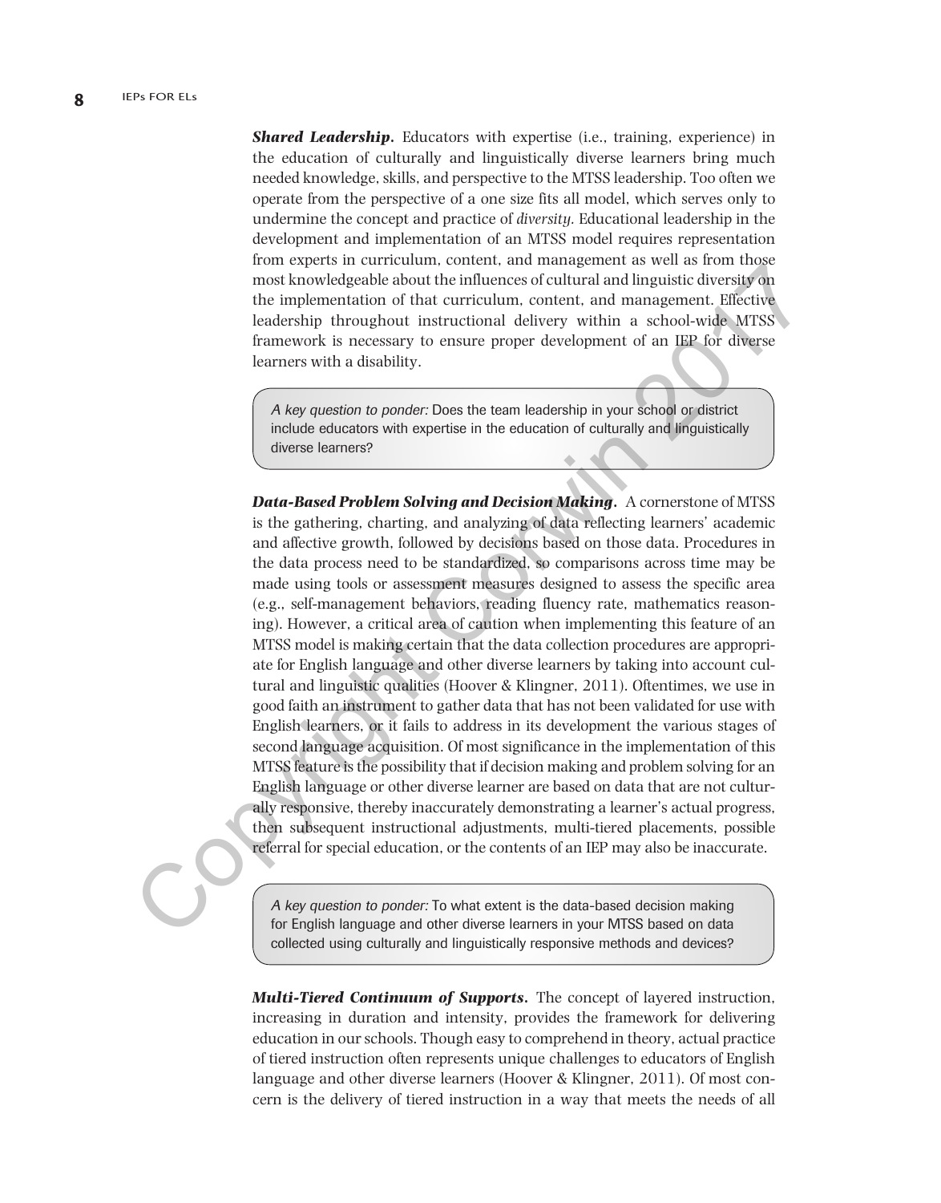***Shared Leadership.*** Educators with expertise (i.e., training, experience) in the education of culturally and linguistically diverse learners bring much needed knowledge, skills, and perspective to the MTSS leadership. Too often we operate from the perspective of a one size fits all model, which serves only to undermine the concept and practice of *diversity.* Educational leadership in the development and implementation of an MTSS model requires representation from experts in curriculum, content, and management as well as from those most knowledgeable about the influences of cultural and linguistic diversity on the implementation of that curriculum, content, and management. Effective leadership throughout instructional delivery within a school-wide MTSS framework is necessary to ensure proper development of an IEP for diverse learners with a disability.

> *A key question to ponder:* Does the team leadership in your school or district include educators with expertise in the education of culturally and linguistically diverse learners?

***Data-Based Problem Solving and Decision Making.*** A cornerstone of MTSS is the gathering, charting, and analyzing of data reflecting learners' academic and affective growth, followed by decisions based on those data. Procedures in the data process need to be standardized, so comparisons across time may be made using tools or assessment measures designed to assess the specific area (e.g., self-management behaviors, reading fluency rate, mathematics reasoning). However, a critical area of caution when implementing this feature of an MTSS model is making certain that the data collection procedures are appropriate for English language and other diverse learners by taking into account cultural and linguistic qualities (Hoover & Klingner, 2011). Oftentimes, we use in good faith an instrument to gather data that has not been validated for use with English learners, or it fails to address in its development the various stages of second language acquisition. Of most significance in the implementation of this MTSS feature is the possibility that if decision making and problem solving for an English language or other diverse learner are based on data that are not culturally responsive, thereby inaccurately demonstrating a learner's actual progress, then subsequent instructional adjustments, multi-tiered placements, possible referral for special education, or the contents of an IEP may also be inaccurate.

> *A key question to ponder:* To what extent is the data-based decision making for English language and other diverse learners in your MTSS based on data collected using culturally and linguistically responsive methods and devices?

***Multi-Tiered Continuum of Supports.*** The concept of layered instruction, increasing in duration and intensity, provides the framework for delivering education in our schools. Though easy to comprehend in theory, actual practice of tiered instruction often represents unique challenges to educators of English language and other diverse learners (Hoover & Klingner, 2011). Of most concern is the delivery of tiered instruction in a way that meets the needs of all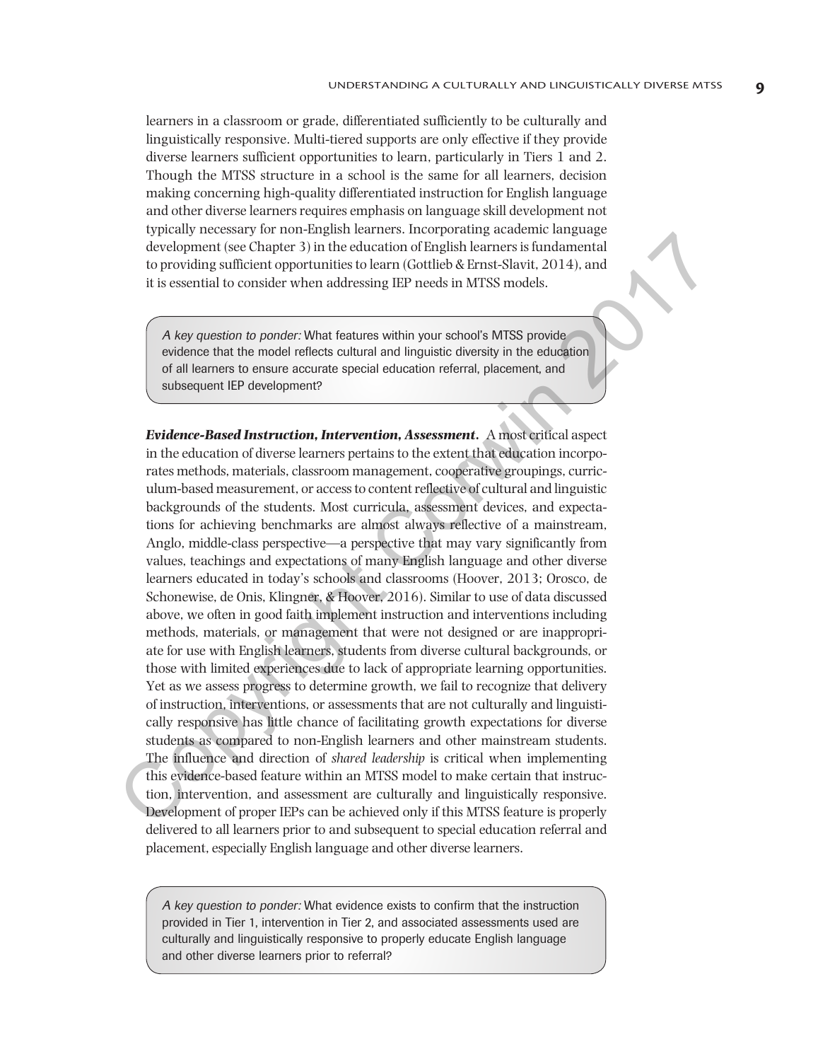learners in a classroom or grade, differentiated sufficiently to be culturally and linguistically responsive. Multi-tiered supports are only effective if they provide diverse learners sufficient opportunities to learn, particularly in Tiers 1 and 2. Though the MTSS structure in a school is the same for all learners, decision making concerning high-quality differentiated instruction for English language and other diverse learners requires emphasis on language skill development not typically necessary for non-English learners. Incorporating academic language development (see Chapter 3) in the education of English learners is fundamental to providing sufficient opportunities to learn (Gottlieb & Ernst-Slavit, 2014), and it is essential to consider when addressing IEP needs in MTSS models.

> *A key question to ponder:* What features within your school's MTSS provide evidence that the model reflects cultural and linguistic diversity in the education of all learners to ensure accurate special education referral, placement, and subsequent IEP development?

***Evidence-Based Instruction, Intervention, Assessment.*** A most critical aspect in the education of diverse learners pertains to the extent that education incorporates methods, materials, classroom management, cooperative groupings, curriculum-based measurement, or access to content reflective of cultural and linguistic backgrounds of the students. Most curricula, assessment devices, and expectations for achieving benchmarks are almost always reflective of a mainstream, Anglo, middle-class perspective—a perspective that may vary significantly from values, teachings and expectations of many English language and other diverse learners educated in today's schools and classrooms (Hoover, 2013; Orosco, de Schonewise, de Onis, Klingner, & Hoover, 2016). Similar to use of data discussed above, we often in good faith implement instruction and interventions including methods, materials, or management that were not designed or are inappropriate for use with English learners, students from diverse cultural backgrounds, or those with limited experiences due to lack of appropriate learning opportunities. Yet as we assess progress to determine growth, we fail to recognize that delivery of instruction, interventions, or assessments that are not culturally and linguistically responsive has little chance of facilitating growth expectations for diverse students as compared to non-English learners and other mainstream students. The influence and direction of *shared leadership* is critical when implementing this evidence-based feature within an MTSS model to make certain that instruction, intervention, and assessment are culturally and linguistically responsive. Development of proper IEPs can be achieved only if this MTSS feature is properly delivered to all learners prior to and subsequent to special education referral and placement, especially English language and other diverse learners.

> *A key question to ponder:* What evidence exists to confirm that the instruction provided in Tier 1, intervention in Tier 2, and associated assessments used are culturally and linguistically responsive to properly educate English language and other diverse learners prior to referral?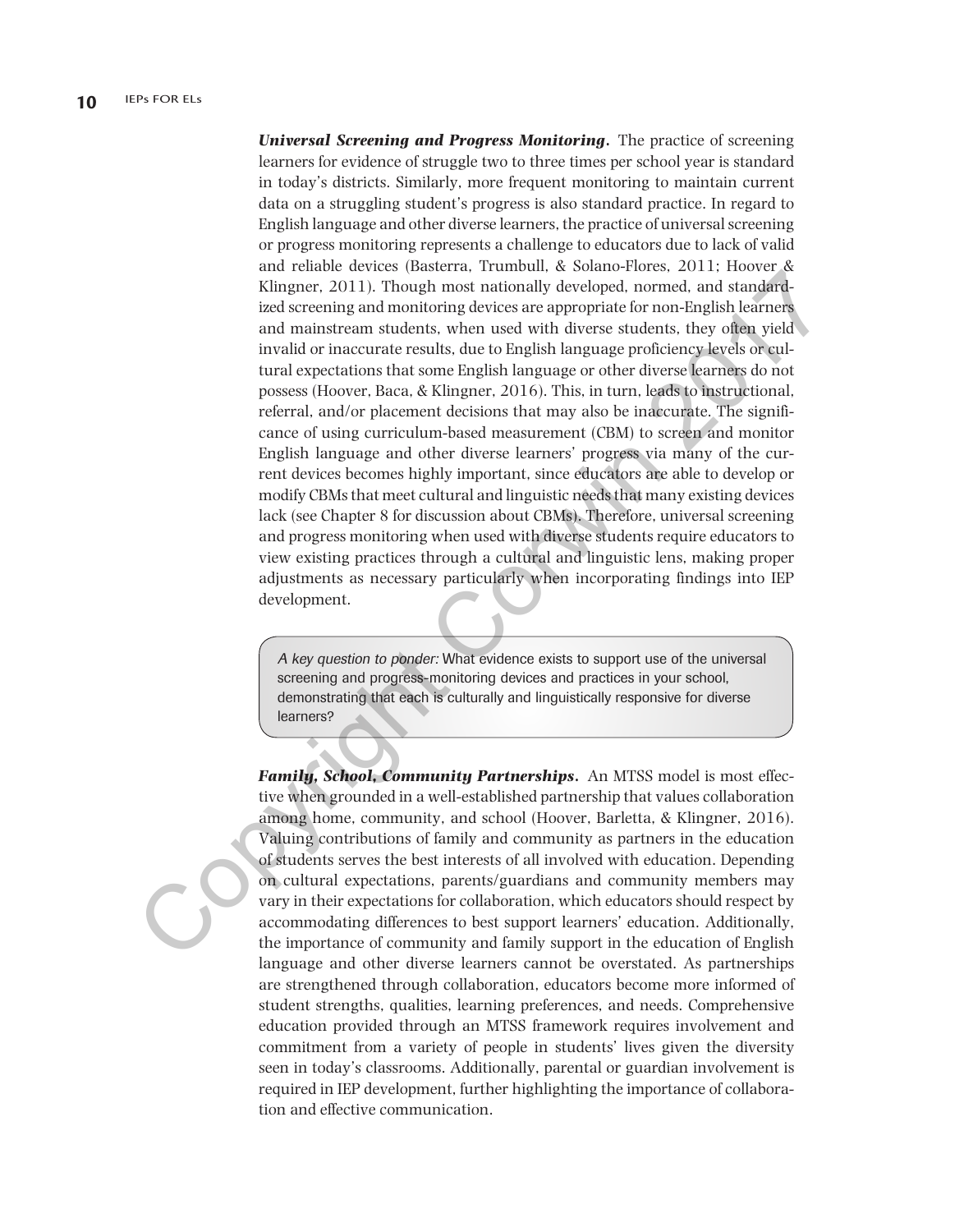***Universal Screening and Progress Monitoring.*** The practice of screening learners for evidence of struggle two to three times per school year is standard in today's districts. Similarly, more frequent monitoring to maintain current data on a struggling student's progress is also standard practice. In regard to English language and other diverse learners, the practice of universal screening or progress monitoring represents a challenge to educators due to lack of valid and reliable devices (Basterra, Trumbull, & Solano-Flores, 2011; Hoover & Klingner, 2011). Though most nationally developed, normed, and standardized screening and monitoring devices are appropriate for non-English learners and mainstream students, when used with diverse students, they often yield invalid or inaccurate results, due to English language proficiency levels or cultural expectations that some English language or other diverse learners do not possess (Hoover, Baca, & Klingner, 2016). This, in turn, leads to instructional, referral, and/or placement decisions that may also be inaccurate. The significance of using curriculum-based measurement (CBM) to screen and monitor English language and other diverse learners' progress via many of the current devices becomes highly important, since educators are able to develop or modify CBMs that meet cultural and linguistic needs that many existing devices lack (see Chapter 8 for discussion about CBMs). Therefore, universal screening and progress monitoring when used with diverse students require educators to view existing practices through a cultural and linguistic lens, making proper adjustments as necessary particularly when incorporating findings into IEP development.

> *A key question to ponder:* What evidence exists to support use of the universal screening and progress-monitoring devices and practices in your school, demonstrating that each is culturally and linguistically responsive for diverse learners?

***Family, School, Community Partnerships.*** An MTSS model is most effective when grounded in a well-established partnership that values collaboration among home, community, and school (Hoover, Barletta, & Klingner, 2016). Valuing contributions of family and community as partners in the education of students serves the best interests of all involved with education. Depending on cultural expectations, parents/guardians and community members may vary in their expectations for collaboration, which educators should respect by accommodating differences to best support learners' education. Additionally, the importance of community and family support in the education of English language and other diverse learners cannot be overstated. As partnerships are strengthened through collaboration, educators become more informed of student strengths, qualities, learning preferences, and needs. Comprehensive education provided through an MTSS framework requires involvement and commitment from a variety of people in students' lives given the diversity seen in today's classrooms. Additionally, parental or guardian involvement is required in IEP development, further highlighting the importance of collaboration and effective communication.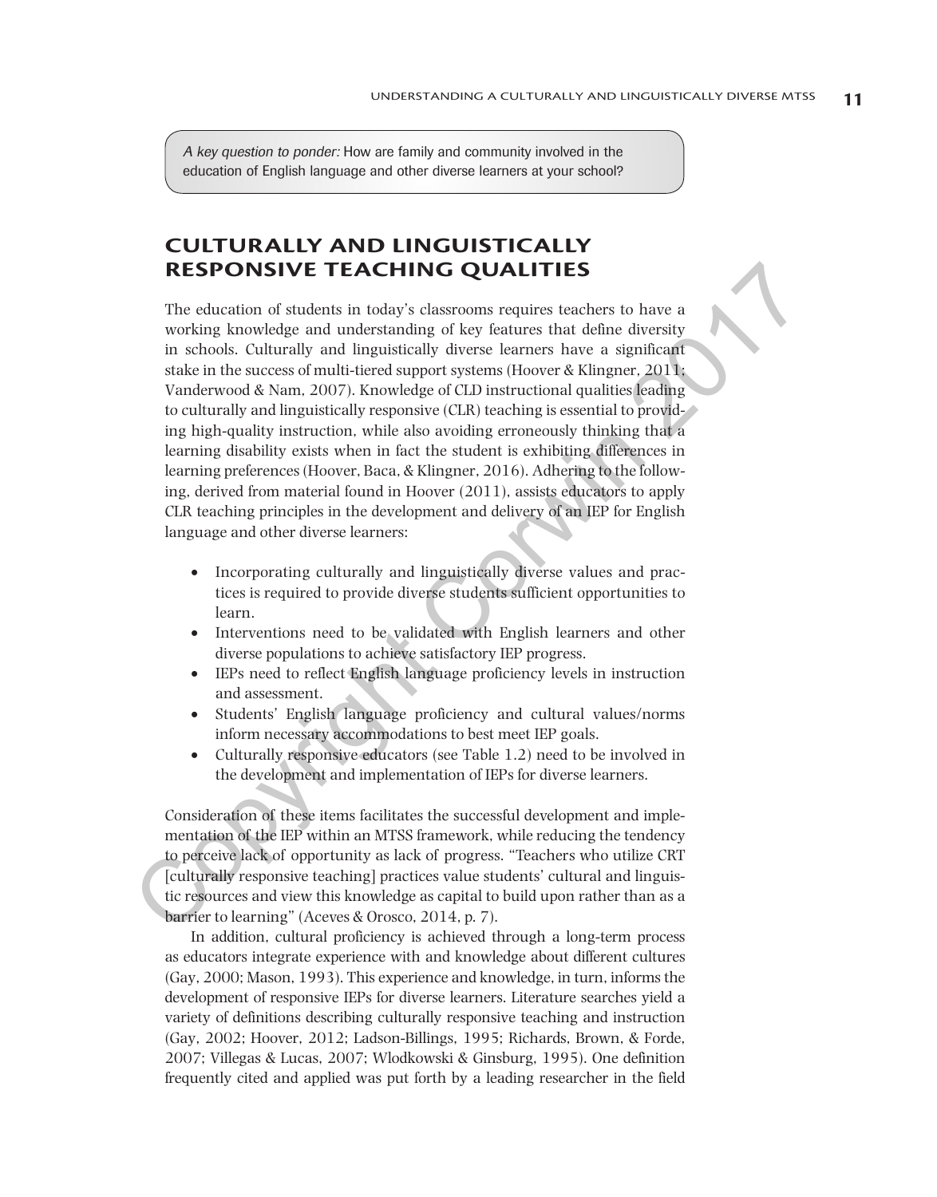*A key question to ponder:* How are family and community involved in the education of English language and other diverse learners at your school?

## CULTURALLY AND LINGUISTICALLY RESPONSIVE TEACHING QUALITIES

The education of students in today's classrooms requires teachers to have a working knowledge and understanding of key features that define diversity in schools. Culturally and linguistically diverse learners have a significant stake in the success of multi-tiered support systems (Hoover & Klingner, 2011; Vanderwood & Nam, 2007). Knowledge of CLD instructional qualities leading to culturally and linguistically responsive (CLR) teaching is essential to providing high-quality instruction, while also avoiding erroneously thinking that a learning disability exists when in fact the student is exhibiting differences in learning preferences (Hoover, Baca, & Klingner, 2016). Adhering to the following, derived from material found in Hoover (2011), assists educators to apply CLR teaching principles in the development and delivery of an IEP for English language and other diverse learners:

- Incorporating culturally and linguistically diverse values and practices is required to provide diverse students sufficient opportunities to learn.
- Interventions need to be validated with English learners and other diverse populations to achieve satisfactory IEP progress.
- IEPs need to reflect English language proficiency levels in instruction and assessment.
- Students' English language proficiency and cultural values/norms inform necessary accommodations to best meet IEP goals.
- Culturally responsive educators (see Table 1.2) need to be involved in the development and implementation of IEPs for diverse learners.

Consideration of these items facilitates the successful development and implementation of the IEP within an MTSS framework, while reducing the tendency to perceive lack of opportunity as lack of progress. "Teachers who utilize CRT [culturally responsive teaching] practices value students' cultural and linguistic resources and view this knowledge as capital to build upon rather than as a barrier to learning" (Aceves & Orosco, 2014, p. 7).

In addition, cultural proficiency is achieved through a long-term process as educators integrate experience with and knowledge about different cultures (Gay, 2000; Mason, 1993). This experience and knowledge, in turn, informs the development of responsive IEPs for diverse learners. Literature searches yield a variety of definitions describing culturally responsive teaching and instruction (Gay, 2002; Hoover, 2012; Ladson-Billings, 1995; Richards, Brown, & Forde, 2007; Villegas & Lucas, 2007; Wlodkowski & Ginsburg, 1995). One definition frequently cited and applied was put forth by a leading researcher in the field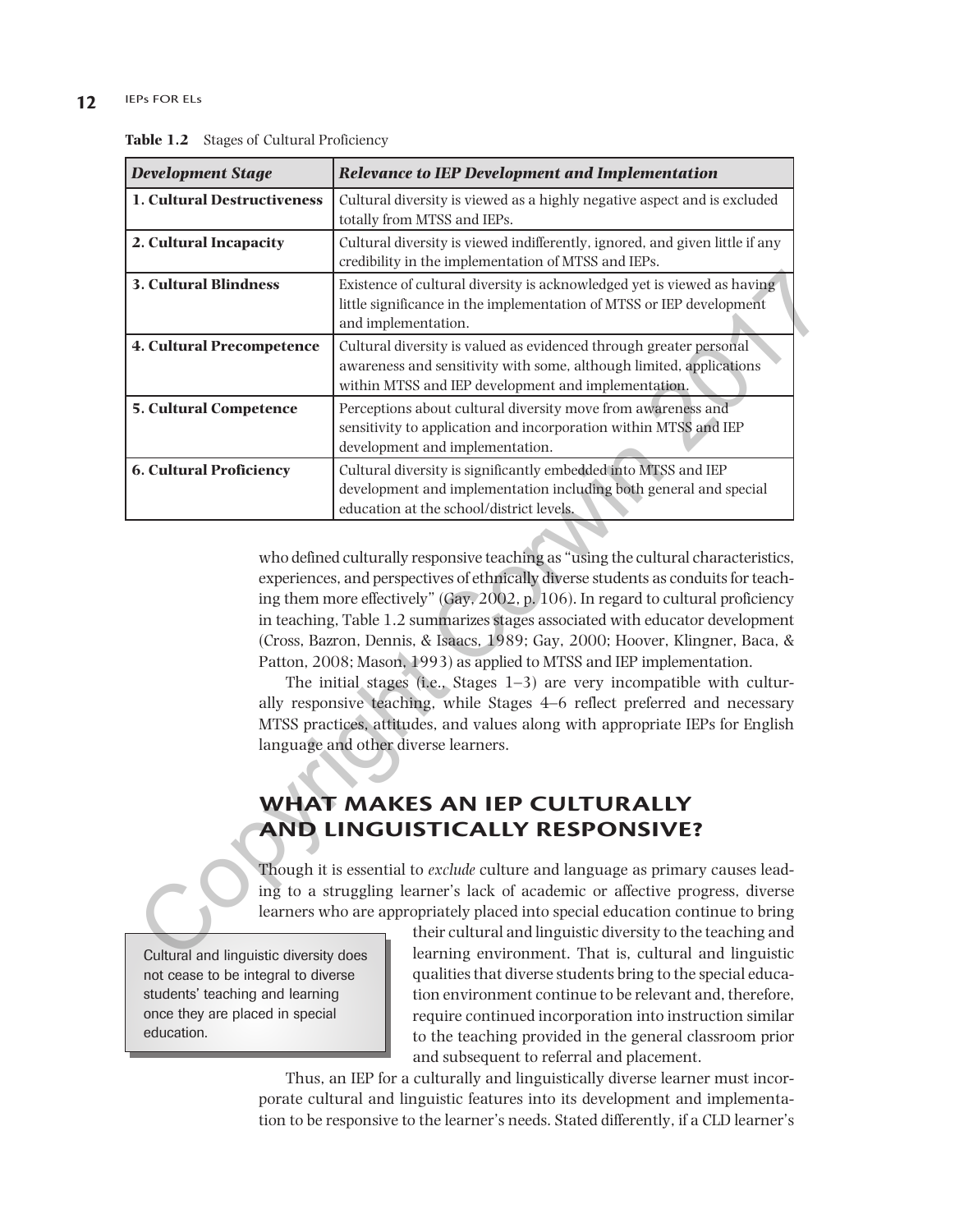**Table 1.2** Stages of Cultural Proficiency

| *Development Stage* | *Relevance to IEP Development and Implementation* |
|---|---|
| **1. Cultural Destructiveness** | Cultural diversity is viewed as a highly negative aspect and is excluded totally from MTSS and IEPs. |
| **2. Cultural Incapacity** | Cultural diversity is viewed indifferently, ignored, and given little if any credibility in the implementation of MTSS and IEPs. |
| **3. Cultural Blindness** | Existence of cultural diversity is acknowledged yet is viewed as having little significance in the implementation of MTSS or IEP development and implementation. |
| **4. Cultural Precompetence** | Cultural diversity is valued as evidenced through greater personal awareness and sensitivity with some, although limited, applications within MTSS and IEP development and implementation. |
| **5. Cultural Competence** | Perceptions about cultural diversity move from awareness and sensitivity to application and incorporation within MTSS and IEP development and implementation. |
| **6. Cultural Proficiency** | Cultural diversity is significantly embedded into MTSS and IEP development and implementation including both general and special education at the school/district levels. |

who defined culturally responsive teaching as "using the cultural characteristics, experiences, and perspectives of ethnically diverse students as conduits for teaching them more effectively" (Gay, 2002, p. 106). In regard to cultural proficiency in teaching, Table 1.2 summarizes stages associated with educator development (Cross, Bazron, Dennis, & Isaacs, 1989; Gay, 2000; Hoover, Klingner, Baca, & Patton, 2008; Mason, 1993) as applied to MTSS and IEP implementation.

The initial stages (i.e., Stages 1–3) are very incompatible with culturally responsive teaching, while Stages 4–6 reflect preferred and necessary MTSS practices, attitudes, and values along with appropriate IEPs for English language and other diverse learners.

## WHAT MAKES AN IEP CULTURALLY AND LINGUISTICALLY RESPONSIVE?

Though it is essential to *exclude* culture and language as primary causes leading to a struggling learner's lack of academic or affective progress, diverse learners who are appropriately placed into special education continue to bring their cultural and linguistic diversity to the teaching and learning environment. That is, cultural and linguistic qualities that diverse students bring to the special education environment continue to be relevant and, therefore, require continued incorporation into instruction similar to the teaching provided in the general classroom prior and subsequent to referral and placement.

> Cultural and linguistic diversity does not cease to be integral to diverse students' teaching and learning once they are placed in special education.

Thus, an IEP for a culturally and linguistically diverse learner must incorporate cultural and linguistic features into its development and implementation to be responsive to the learner's needs. Stated differently, if a CLD learner's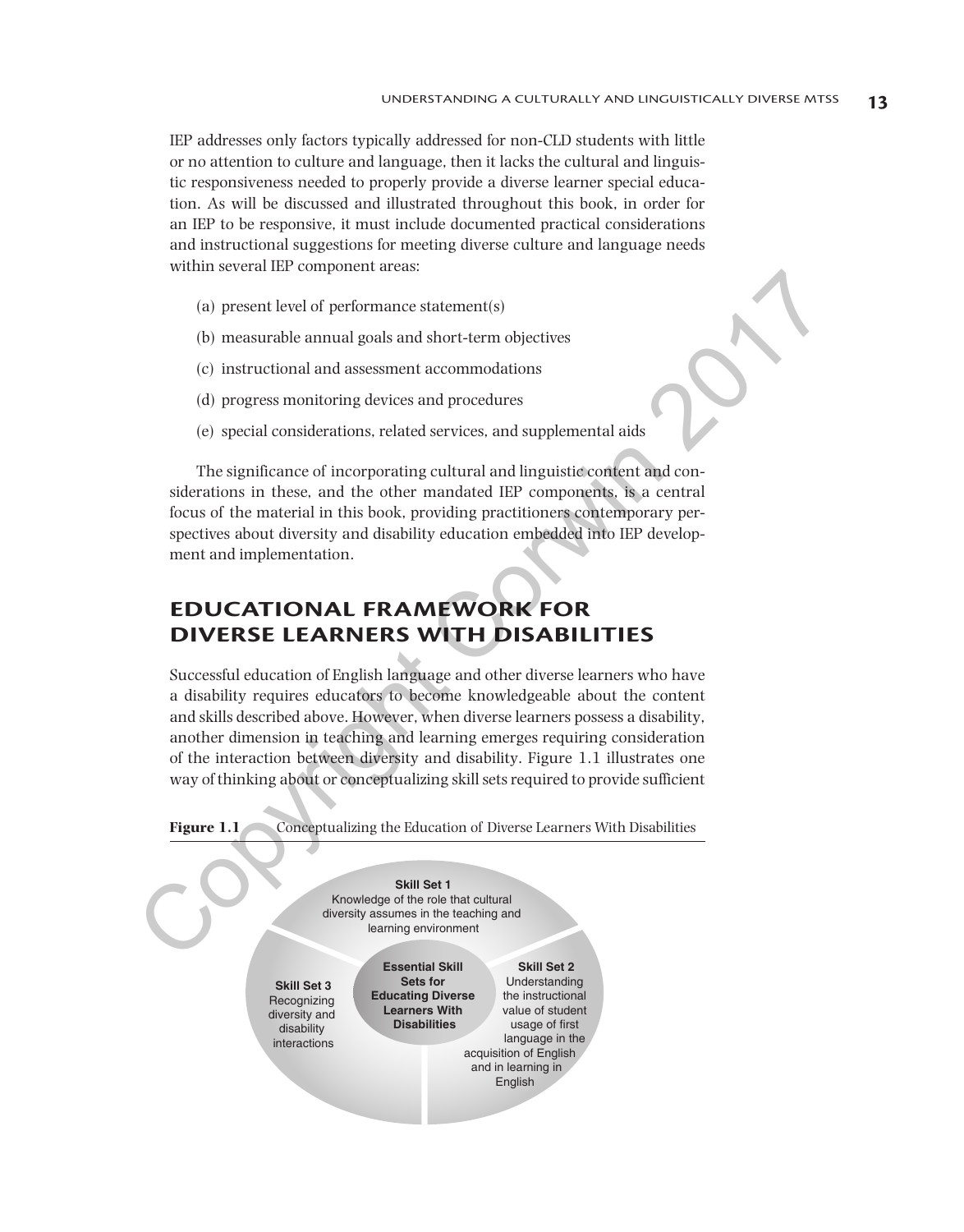IEP addresses only factors typically addressed for non-CLD students with little or no attention to culture and language, then it lacks the cultural and linguistic responsiveness needed to properly provide a diverse learner special education. As will be discussed and illustrated throughout this book, in order for an IEP to be responsive, it must include documented practical considerations and instructional suggestions for meeting diverse culture and language needs within several IEP component areas:

(a) present level of performance statement(s)

(b) measurable annual goals and short-term objectives

(c) instructional and assessment accommodations

(d) progress monitoring devices and procedures

(e) special considerations, related services, and supplemental aids

The significance of incorporating cultural and linguistic content and considerations in these, and the other mandated IEP components, is a central focus of the material in this book, providing practitioners contemporary perspectives about diversity and disability education embedded into IEP development and implementation.

## EDUCATIONAL FRAMEWORK FOR DIVERSE LEARNERS WITH DISABILITIES

Successful education of English language and other diverse learners who have a disability requires educators to become knowledgeable about the content and skills described above. However, when diverse learners possess a disability, another dimension in teaching and learning emerges requiring consideration of the interaction between diversity and disability. Figure 1.1 illustrates one way of thinking about or conceptualizing skill sets required to provide sufficient

**Figure 1.1** Conceptualizing the Education of Diverse Learners With Disabilities

**Essential Skill Sets for Educating Diverse Learners With Disabilities**

**Skill Set 1**
Knowledge of the role that cultural diversity assumes in the teaching and learning environment

**Skill Set 2**
Understanding the instructional value of student usage of first language in the acquisition of English and in learning in English

**Skill Set 3**
Recognizing diversity and disability interactions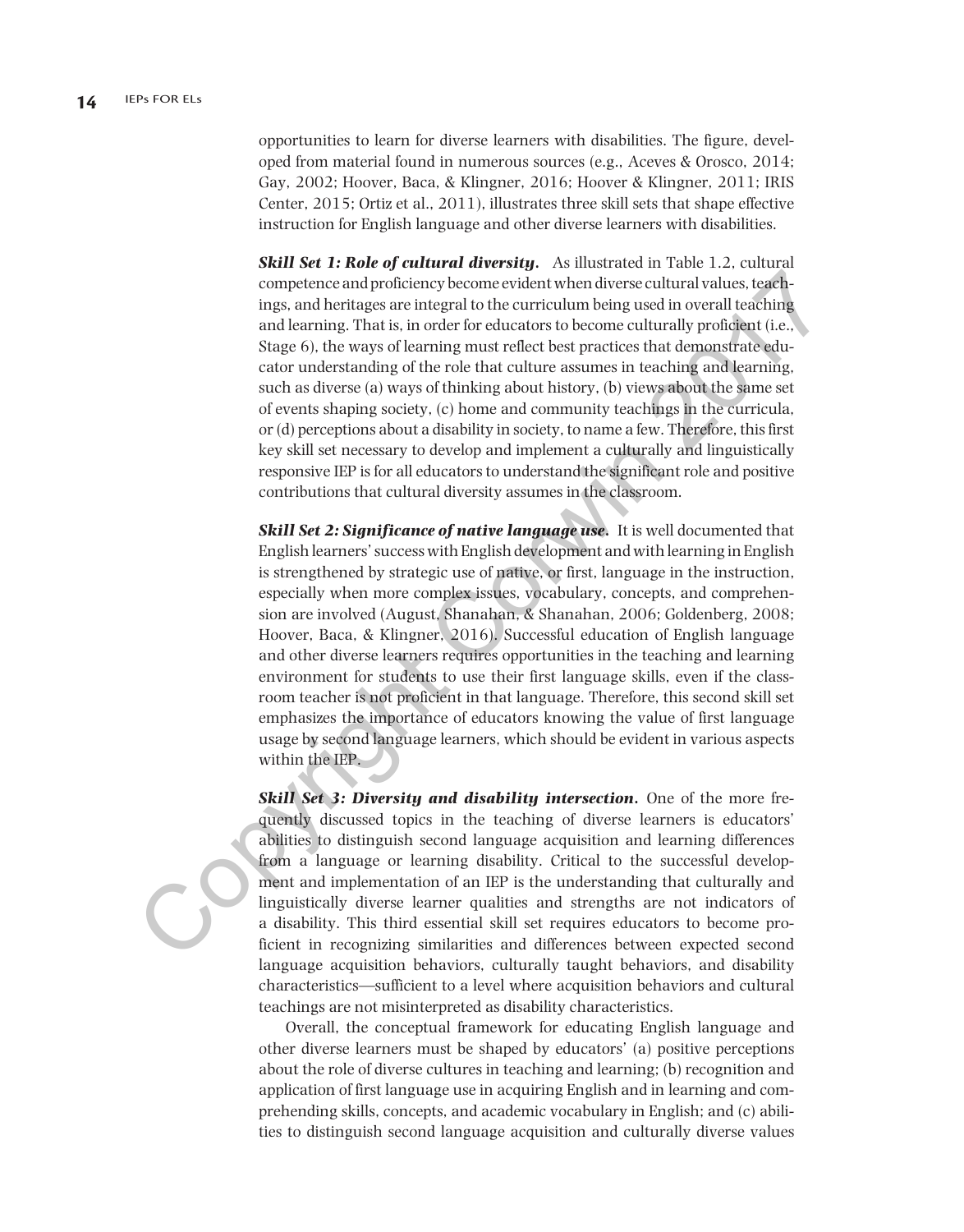opportunities to learn for diverse learners with disabilities. The figure, developed from material found in numerous sources (e.g., Aceves & Orosco, 2014; Gay, 2002; Hoover, Baca, & Klingner, 2016; Hoover & Klingner, 2011; IRIS Center, 2015; Ortiz et al., 2011), illustrates three skill sets that shape effective instruction for English language and other diverse learners with disabilities.

***Skill Set 1: Role of cultural diversity.*** As illustrated in Table 1.2, cultural competence and proficiency become evident when diverse cultural values, teachings, and heritages are integral to the curriculum being used in overall teaching and learning. That is, in order for educators to become culturally proficient (i.e., Stage 6), the ways of learning must reflect best practices that demonstrate educator understanding of the role that culture assumes in teaching and learning, such as diverse (a) ways of thinking about history, (b) views about the same set of events shaping society, (c) home and community teachings in the curricula, or (d) perceptions about a disability in society, to name a few. Therefore, this first key skill set necessary to develop and implement a culturally and linguistically responsive IEP is for all educators to understand the significant role and positive contributions that cultural diversity assumes in the classroom.

***Skill Set 2: Significance of native language use.*** It is well documented that English learners' success with English development and with learning in English is strengthened by strategic use of native, or first, language in the instruction, especially when more complex issues, vocabulary, concepts, and comprehension are involved (August, Shanahan, & Shanahan, 2006; Goldenberg, 2008; Hoover, Baca, & Klingner, 2016). Successful education of English language and other diverse learners requires opportunities in the teaching and learning environment for students to use their first language skills, even if the classroom teacher is not proficient in that language. Therefore, this second skill set emphasizes the importance of educators knowing the value of first language usage by second language learners, which should be evident in various aspects within the IEP.

***Skill Set 3: Diversity and disability intersection.*** One of the more frequently discussed topics in the teaching of diverse learners is educators' abilities to distinguish second language acquisition and learning differences from a language or learning disability. Critical to the successful development and implementation of an IEP is the understanding that culturally and linguistically diverse learner qualities and strengths are not indicators of a disability. This third essential skill set requires educators to become proficient in recognizing similarities and differences between expected second language acquisition behaviors, culturally taught behaviors, and disability characteristics—sufficient to a level where acquisition behaviors and cultural teachings are not misinterpreted as disability characteristics.

Overall, the conceptual framework for educating English language and other diverse learners must be shaped by educators' (a) positive perceptions about the role of diverse cultures in teaching and learning; (b) recognition and application of first language use in acquiring English and in learning and comprehending skills, concepts, and academic vocabulary in English; and (c) abilities to distinguish second language acquisition and culturally diverse values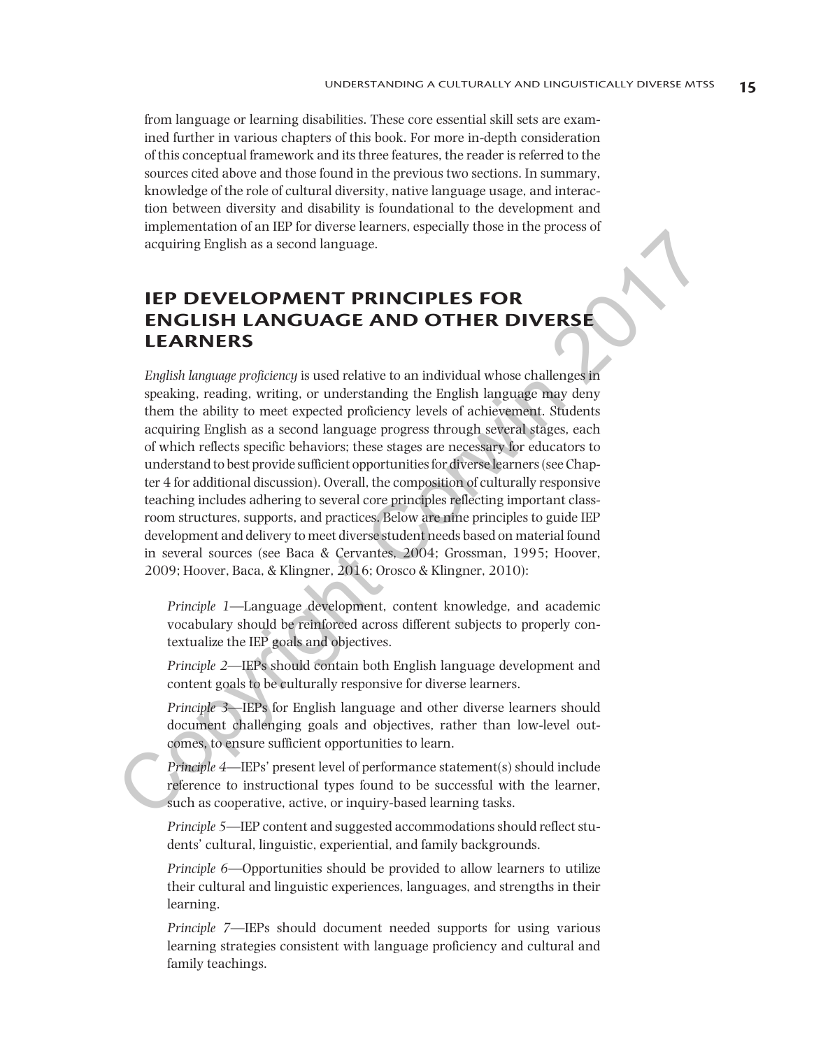from language or learning disabilities. These core essential skill sets are examined further in various chapters of this book. For more in-depth consideration of this conceptual framework and its three features, the reader is referred to the sources cited above and those found in the previous two sections. In summary, knowledge of the role of cultural diversity, native language usage, and interaction between diversity and disability is foundational to the development and implementation of an IEP for diverse learners, especially those in the process of acquiring English as a second language.

## IEP DEVELOPMENT PRINCIPLES FOR ENGLISH LANGUAGE AND OTHER DIVERSE LEARNERS

*English language proficiency* is used relative to an individual whose challenges in speaking, reading, writing, or understanding the English language may deny them the ability to meet expected proficiency levels of achievement. Students acquiring English as a second language progress through several stages, each of which reflects specific behaviors; these stages are necessary for educators to understand to best provide sufficient opportunities for diverse learners (see Chapter 4 for additional discussion). Overall, the composition of culturally responsive teaching includes adhering to several core principles reflecting important classroom structures, supports, and practices. Below are nine principles to guide IEP development and delivery to meet diverse student needs based on material found in several sources (see Baca & Cervantes, 2004; Grossman, 1995; Hoover, 2009; Hoover, Baca, & Klingner, 2016; Orosco & Klingner, 2010):

*Principle 1*—Language development, content knowledge, and academic vocabulary should be reinforced across different subjects to properly contextualize the IEP goals and objectives.

*Principle 2*—IEPs should contain both English language development and content goals to be culturally responsive for diverse learners.

*Principle 3*—IEPs for English language and other diverse learners should document challenging goals and objectives, rather than low-level outcomes, to ensure sufficient opportunities to learn.

*Principle 4*—IEPs' present level of performance statement(s) should include reference to instructional types found to be successful with the learner, such as cooperative, active, or inquiry-based learning tasks.

*Principle 5*—IEP content and suggested accommodations should reflect students' cultural, linguistic, experiential, and family backgrounds.

*Principle 6*—Opportunities should be provided to allow learners to utilize their cultural and linguistic experiences, languages, and strengths in their learning.

*Principle 7*—IEPs should document needed supports for using various learning strategies consistent with language proficiency and cultural and family teachings.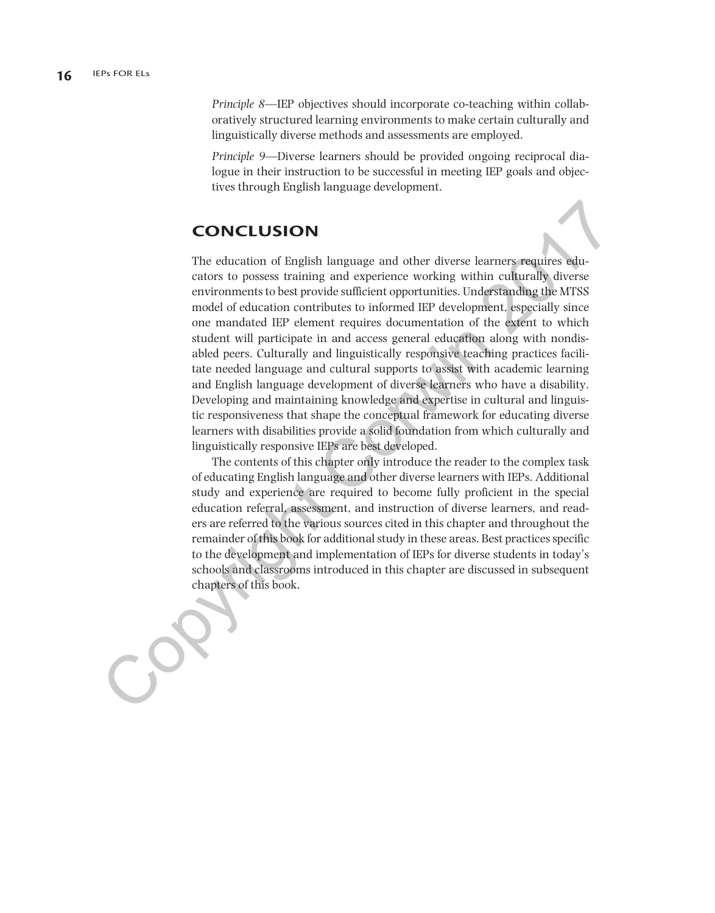*Principle 8*—IEP objectives should incorporate co-teaching within collaboratively structured learning environments to make certain culturally and linguistically diverse methods and assessments are employed.

*Principle 9*—Diverse learners should be provided ongoing reciprocal dialogue in their instruction to be successful in meeting IEP goals and objectives through English language development.

## CONCLUSION

The education of English language and other diverse learners requires educators to possess training and experience working within culturally diverse environments to best provide sufficient opportunities. Understanding the MTSS model of education contributes to informed IEP development, especially since one mandated IEP element requires documentation of the extent to which student will participate in and access general education along with nondisabled peers. Culturally and linguistically responsive teaching practices facilitate needed language and cultural supports to assist with academic learning and English language development of diverse learners who have a disability. Developing and maintaining knowledge and expertise in cultural and linguistic responsiveness that shape the conceptual framework for educating diverse learners with disabilities provide a solid foundation from which culturally and linguistically responsive IEPs are best developed.

The contents of this chapter only introduce the reader to the complex task of educating English language and other diverse learners with IEPs. Additional study and experience are required to become fully proficient in the special education referral, assessment, and instruction of diverse learners, and readers are referred to the various sources cited in this chapter and throughout the remainder of this book for additional study in these areas. Best practices specific to the development and implementation of IEPs for diverse students in today's schools and classrooms introduced in this chapter are discussed in subsequent chapters of this book.